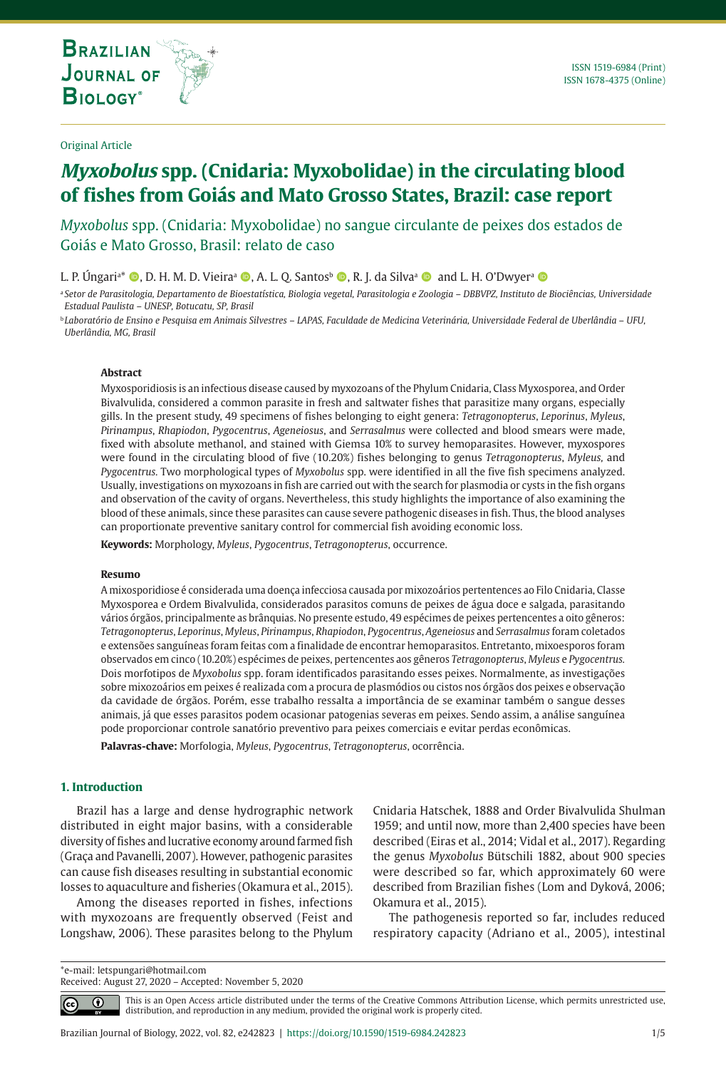Original Article

# *Myxobolus* spp. (Cnidaria: Myxobolidae) in the circulating blood of fishes from Goiás and Mato Grosso States, Brazil: case report

*Myxobolus* spp. (Cnidaria: Myxobolidae) no sangue circulante de peixes dos estados de Goiás e Mato Grosso, Brasil: relato de caso

L. P. Úngari[a]*, D. H. M. D. Vieira[a], A. L. Q. Santos[b], R. J. da Silva[a] and L. H. O'Dwyer[a]

[a] *Setor de Parasitologia, Departamento de Bioestatística, Biologia vegetal, Parasitologia e Zoologia – DBBVPZ, Instituto de Biociências, Universidade Estadual Paulista – UNESP, Botucatu, SP, Brasil*

[b] *Laboratório de Ensino e Pesquisa em Animais Silvestres – LAPAS, Faculdade de Medicina Veterinária, Universidade Federal de Uberlândia – UFU, Uberlândia, MG, Brasil*

**Abstract**

Myxosporidiosis is an infectious disease caused by myxozoans of the Phylum Cnidaria, Class Myxosporea, and Order Bivalvulida, considered a common parasite in fresh and saltwater fishes that parasitize many organs, especially gills. In the present study, 49 specimens of fishes belonging to eight genera: *Tetragonopterus*, *Leporinus*, *Myleus*, *Pirinampus*, *Rhapiodon*, *Pygocentrus*, *Ageneiosus*, and *Serrasalmus* were collected and blood smears were made, fixed with absolute methanol, and stained with Giemsa 10% to survey hemoparasites. However, myxospores were found in the circulating blood of five (10.20%) fishes belonging to genus *Tetragonopterus*, *Myleus*, and *Pygocentrus*. Two morphological types of *Myxobolus* spp. were identified in all the five fish specimens analyzed. Usually, investigations on myxozoans in fish are carried out with the search for plasmodia or cysts in the fish organs and observation of the cavity of organs. Nevertheless, this study highlights the importance of also examining the blood of these animals, since these parasites can cause severe pathogenic diseases in fish. Thus, the blood analyses can proportionate preventive sanitary control for commercial fish avoiding economic loss.

**Keywords:** Morphology, *Myleus*, *Pygocentrus*, *Tetragonopterus*, occurrence.

**Resumo**

A mixosporidiose é considerada uma doença infecciosa causada por mixozoários pertentences ao Filo Cnidaria, Classe Myxosporea e Ordem Bivalvulida, considerados parasitos comuns de peixes de água doce e salgada, parasitando vários órgãos, principalmente as brânquias. No presente estudo, 49 espécimes de peixes pertencentes a oito gêneros: *Tetragonopterus*, *Leporinus*, *Myleus*, *Pirinampus*, *Rhapiodon*, *Pygocentrus*, *Ageneiosus* and *Serrasalmus* foram coletados e extensões sanguíneas foram feitas com a finalidade de encontrar hemoparasitos. Entretanto, mixoesporos foram observados em cinco (10.20%) espécimes de peixes, pertencentes aos gêneros *Tetragonopterus*, *Myleus* e *Pygocentrus*. Dois morfotipos de *Myxobolus* spp. foram identificados parasitando esses peixes. Normalmente, as investigações sobre mixozoários em peixes é realizada com a procura de plasmódios ou cistos nos órgãos dos peixes e observação da cavidade de órgãos. Porém, esse trabalho ressalta a importância de se examinar também o sangue desses animais, já que esses parasitos podem ocasionar patogenias severas em peixes. Sendo assim, a análise sanguínea pode proporcionar controle sanatório preventivo para peixes comerciais e evitar perdas econômicas.

**Palavras-chave:** Morfologia, *Myleus*, *Pygocentrus*, *Tetragonopterus*, ocorrência.

## 1. Introduction

Brazil has a large and dense hydrographic network distributed in eight major basins, with a considerable diversity of fishes and lucrative economy around farmed fish (Graça and Pavanelli, 2007). However, pathogenic parasites can cause fish diseases resulting in substantial economic losses to aquaculture and fisheries (Okamura et al., 2015).

Among the diseases reported in fishes, infections with myxozoans are frequently observed (Feist and Longshaw, 2006). These parasites belong to the Phylum Cnidaria Hatschek, 1888 and Order Bivalvulida Shulman 1959; and until now, more than 2,400 species have been described (Eiras et al., 2014; Vidal et al., 2017). Regarding the genus *Myxobolus* Bütschili 1882, about 900 species were described so far, which approximately 60 were described from Brazilian fishes (Lom and Dyková, 2006; Okamura et al., 2015).

The pathogenesis reported so far, includes reduced respiratory capacity (Adriano et al., 2005), intestinal

*e-mail: letspungari@hotmail.com
Received: August 27, 2020 – Accepted: November 5, 2020

This is an Open Access article distributed under the terms of the Creative Commons Attribution License, which permits unrestricted use, distribution, and reproduction in any medium, provided the original work is properly cited.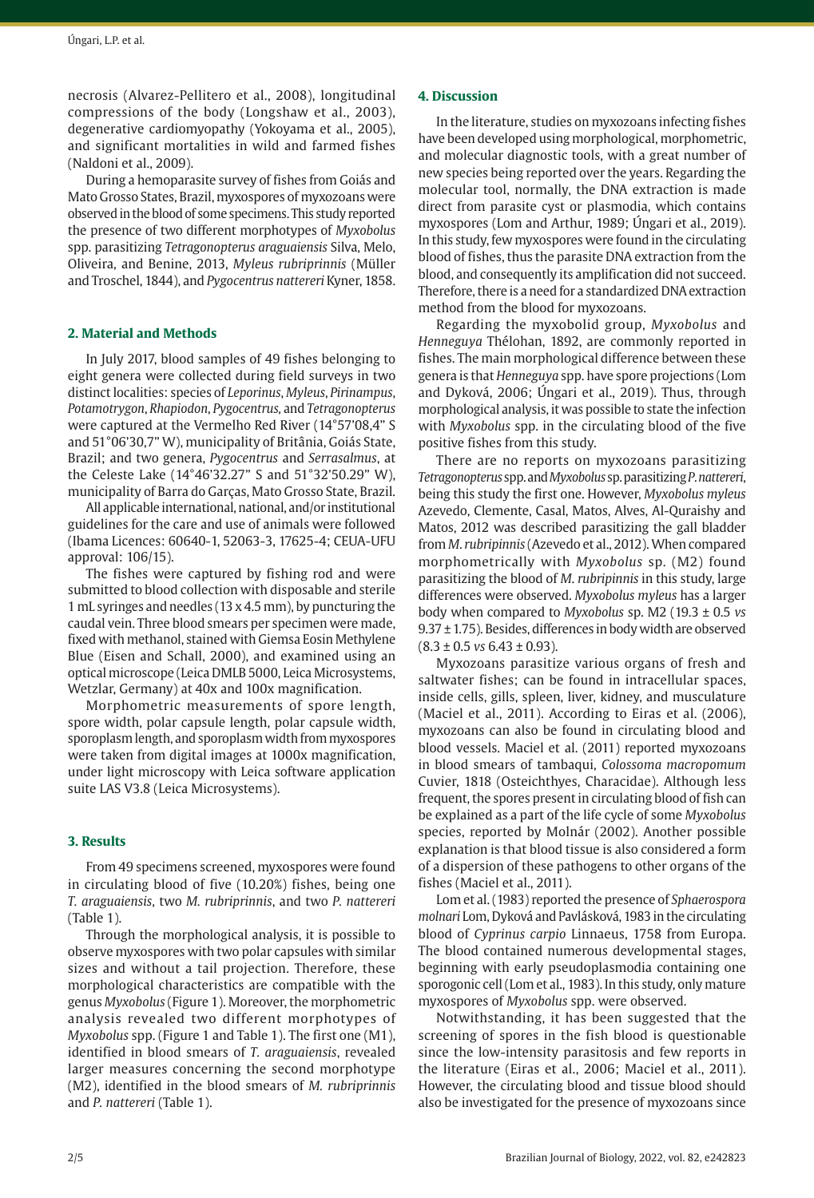necrosis (Alvarez-Pellitero et al., 2008), longitudinal compressions of the body (Longshaw et al., 2003), degenerative cardiomyopathy (Yokoyama et al., 2005), and significant mortalities in wild and farmed fishes (Naldoni et al., 2009).

During a hemoparasite survey of fishes from Goiás and Mato Grosso States, Brazil, myxospores of myxozoans were observed in the blood of some specimens. This study reported the presence of two different morphotypes of *Myxobolus* spp. parasitizing *Tetragonopterus araguaiensis* Silva, Melo, Oliveira, and Benine, 2013, *Myleus rubripinnis* (Müller and Troschel, 1844), and *Pygocentrus nattereri* Kyner, 1858.

## 2. Material and Methods

In July 2017, blood samples of 49 fishes belonging to eight genera were collected during field surveys in two distinct localities: species of *Leporinus*, *Myleus*, *Pirinampus*, *Potamotrygon*, *Rhapiodon*, *Pygocentrus,* and *Tetragonopterus* were captured at the Vermelho Red River (14°57'08,4" S and 51°06'30,7" W), municipality of Britânia, Goiás State, Brazil; and two genera, *Pygocentrus* and *Serrasalmus*, at the Celeste Lake (14°46'32.27" S and 51°32'50.29" W), municipality of Barra do Garças, Mato Grosso State, Brazil.

All applicable international, national, and/or institutional guidelines for the care and use of animals were followed (Ibama Licences: 60640-1, 52063-3, 17625-4; CEUA-UFU approval: 106/15).

The fishes were captured by fishing rod and were submitted to blood collection with disposable and sterile 1 mL syringes and needles (13 x 4.5 mm), by puncturing the caudal vein. Three blood smears per specimen were made, fixed with methanol, stained with Giemsa Eosin Methylene Blue (Eisen and Schall, 2000), and examined using an optical microscope (Leica DMLB 5000, Leica Microsystems, Wetzlar, Germany) at 40x and 100x magnification.

Morphometric measurements of spore length, spore width, polar capsule length, polar capsule width, sporoplasm length, and sporoplasm width from myxospores were taken from digital images at 1000x magnification, under light microscopy with Leica software application suite LAS V3.8 (Leica Microsystems).

## 3. Results

From 49 specimens screened, myxospores were found in circulating blood of five (10.20%) fishes, being one *T. araguaiensis*, two *M. rubripinnis*, and two *P. nattereri* (Table 1).

Through the morphological analysis, it is possible to observe myxospores with two polar capsules with similar sizes and without a tail projection. Therefore, these morphological characteristics are compatible with the genus *Myxobolus* (Figure 1). Moreover, the morphometric analysis revealed two different morphotypes of *Myxobolus* spp. (Figure 1 and Table 1). The first one (M1), identified in blood smears of *T. araguaiensis*, revealed larger measures concerning the second morphotype (M2), identified in the blood smears of *M. rubriprinnis* and *P. nattereri* (Table 1).

## 4. Discussion

In the literature, studies on myxozoans infecting fishes have been developed using morphological, morphometric, and molecular diagnostic tools, with a great number of new species being reported over the years. Regarding the molecular tool, normally, the DNA extraction is made direct from parasite cyst or plasmodia, which contains myxospores (Lom and Arthur, 1989; Úngari et al., 2019). In this study, few myxospores were found in the circulating blood of fishes, thus the parasite DNA extraction from the blood, and consequently its amplification did not succeed. Therefore, there is a need for a standardized DNA extraction method from the blood for myxozoans.

Regarding the myxobolid group, *Myxobolus* and *Henneguya* Thélohan, 1892, are commonly reported in fishes. The main morphological difference between these genera is that *Henneguya* spp. have spore projections (Lom and Dyková, 2006; Úngari et al., 2019). Thus, through morphological analysis, it was possible to state the infection with *Myxobolus* spp. in the circulating blood of the five positive fishes from this study.

There are no reports on myxozoans parasitizing *Tetragonopterus* spp. and *Myxobolus* sp. parasitizing *P. nattereri*, being this study the first one. However, *Myxobolus myleus* Azevedo, Clemente, Casal, Matos, Alves, Al-Quraishy and Matos, 2012 was described parasitizing the gall bladder from *M. rubripinnis* (Azevedo et al., 2012). When compared morphometrically with *Myxobolus* sp. (M2) found parasitizing the blood of *M. rubripinnis* in this study, large differences were observed. *Myxobolus myleus* has a larger body when compared to *Myxobolus* sp. M2 (19.3 ± 0.5 *vs* 9.37 ± 1.75). Besides, differences in body width are observed (8.3 ± 0.5 *vs* 6.43 ± 0.93).

Myxozoans parasitize various organs of fresh and saltwater fishes; can be found in intracellular spaces, inside cells, gills, spleen, liver, kidney, and musculature (Maciel et al., 2011). According to Eiras et al. (2006), myxozoans can also be found in circulating blood and blood vessels. Maciel et al. (2011) reported myxozoans in blood smears of tambaqui, *Colossoma macropomum* Cuvier, 1818 (Osteichthyes, Characidae). Although less frequent, the spores present in circulating blood of fish can be explained as a part of the life cycle of some *Myxobolus* species, reported by Molnár (2002). Another possible explanation is that blood tissue is also considered a form of a dispersion of these pathogens to other organs of the fishes (Maciel et al., 2011).

Lom et al. (1983) reported the presence of *Sphaerospora molnari* Lom, Dyková and Pavlásková, 1983 in the circulating blood of *Cyprinus carpio* Linnaeus, 1758 from Europa. The blood contained numerous developmental stages, beginning with early pseudoplasmodia containing one sporogonic cell (Lom et al., 1983). In this study, only mature myxospores of *Myxobolus* spp. were observed.

Notwithstanding, it has been suggested that the screening of spores in the fish blood is questionable since the low-intensity parasitosis and few reports in the literature (Eiras et al., 2006; Maciel et al., 2011). However, the circulating blood and tissue blood should also be investigated for the presence of myxozoans since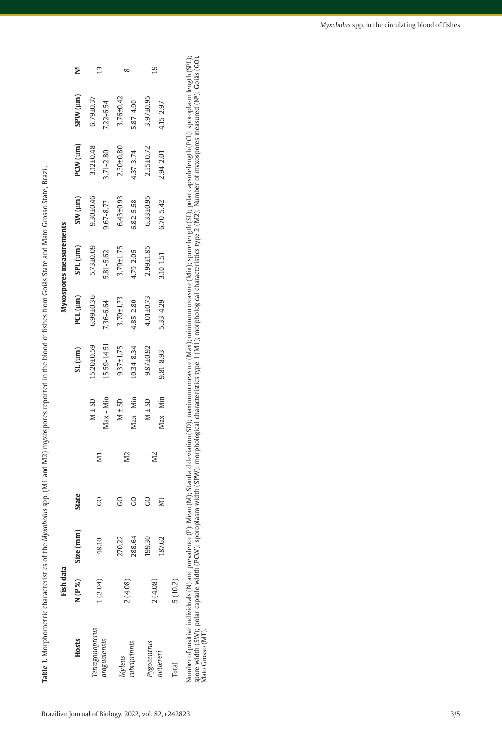**Table 1.** Morphometric characteristics of the *Myxobolus* spp. (M1 and M2) myxospores reported in the blood of fishes from Goiás State and Mato Grosso State, Brazil.

| Hosts | Fish data | | | | | Myxospores measurements | | | | | | |
|---|---|---|---|---|---|---|---|---|---|---|---|---|
| | N (P %) | Size (mm) | State | | | SL (µm) | PCL (µm) | SPL (µm) | SW (µm) | PCW (µm) | SPW (µm) | Nº |
| *Tetragonopterus araguaiensis* | 1 (2.04) | 48.10 | GO | M1 | M ± SD | 15.20±0.59 | 6.99±0.36 | 5.73±0.09 | 9.30±0.46 | 3.12±0.48 | 6.79±0.37 | 13 |
| | | | | | Max - Min | 15.59-14.51 | 7.36-6.64 | 5.81-5.62 | 9.67-8.77 | 3.71-2.80 | 7.22-6.54 | |
| *Myleus rubripinnis* | 2 (4.08) | 270.22 | GO | M2 | M ± SD | 9.37±1.75 | 3.70±1.73 | 3.79±1.75 | 6.43±0.93 | 2.30±0.80 | 3.76±0.42 | 8 |
| | | 288.64 | GO | | Max - Min | 10.34-8.34 | 4.85-2.80 | 4.79-2.05 | 6.82-5.58 | 4.37-3.74 | 5.87-4.90 | |
| *Pygocentrus nattereri* | 2 (4.08) | 199.30 | GO | M2 | M ± SD | 9.87±0.92 | 4.01±0.73 | 2.99±1.85 | 6.33±0.95 | 2.35±0.72 | 3.97±0.95 | 19 |
| | | 187.62 | MT | | Max - Min | 9.81-8.93 | 5.33-4.29 | 3.10-1.51 | 6.70-5.42 | 2.94-2.01 | 4.15-2.97 | |
| Total | 5 (10.2) | | | | | | | | | | | |

Number of positive individuals (N) and prevalence (P); Mean (M); Standard deviation (SD); maximum measure (Max); minimum measure (Min); spore length (SL); polar capsule length (PCL); sporoplasm length (SPL); spore width (SW); polar capsule width (PCW); sporoplasm width (SPW); morphological characteristics type 1 (M1); morphological characteristics type 2 (M2); Number of myxospores measured (Nº); Goiás (GO); Mato Grosso (MT).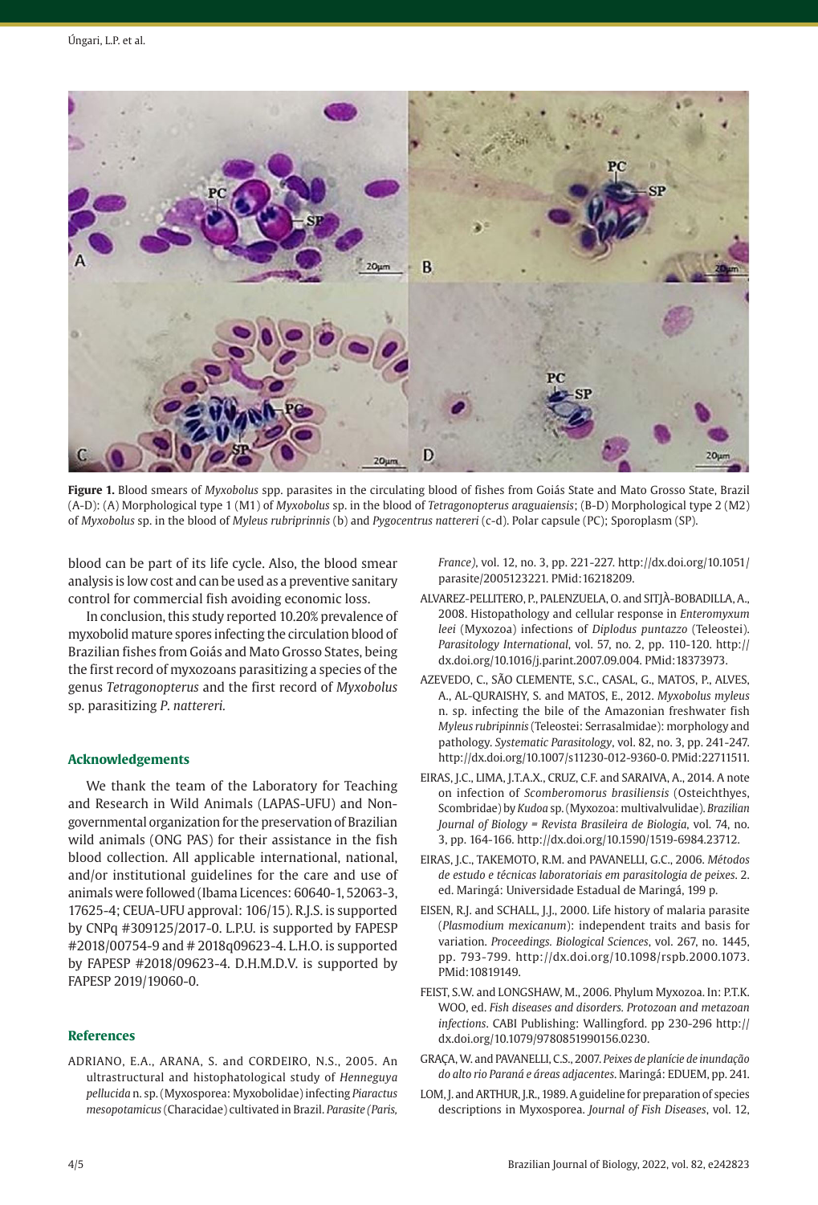**Figure 1.** Blood smears of *Myxobolus* spp. parasites in the circulating blood of fishes from Goiás State and Mato Grosso State, Brazil (A-D): (A) Morphological type 1 (M1) of *Myxobolus* sp. in the blood of *Tetragonopterus araguaiensis*; (B-D) Morphological type 2 (M2) of *Myxobolus* sp. in the blood of *Myleus rubriprinnis* (b) and *Pygocentrus nattereri* (c-d). Polar capsule (PC); Sporoplasm (SP).

blood can be part of its life cycle. Also, the blood smear analysis is low cost and can be used as a preventive sanitary control for commercial fish avoiding economic loss.

In conclusion, this study reported 10.20% prevalence of myxobolid mature spores infecting the circulation blood of Brazilian fishes from Goiás and Mato Grosso States, being the first record of myxozoans parasitizing a species of the genus *Tetragonopterus* and the first record of *Myxobolus* sp. parasitizing *P. nattereri*.

## Acknowledgements

We thank the team of the Laboratory for Teaching and Research in Wild Animals (LAPAS-UFU) and Non-governmental organization for the preservation of Brazilian wild animals (ONG PAS) for their assistance in the fish blood collection. All applicable international, national, and/or institutional guidelines for the care and use of animals were followed (Ibama Licences: 60640-1, 52063-3, 17625-4; CEUA-UFU approval: 106/15). R.J.S. is supported by CNPq #309125/2017-0. L.P.U. is supported by FAPESP #2018/00754-9 and # 2018q09623-4. L.H.O. is supported by FAPESP #2018/09623-4. D.H.M.D.V. is supported by FAPESP 2019/19060-0.

## References

ADRIANO, E.A., ARANA, S. and CORDEIRO, N.S., 2005. An ultrastructural and histophatological study of *Henneguya pellucida* n. sp. (Myxosporea: Myxobolidae) infecting *Piaractus mesopotamicus* (Characidae) cultivated in Brazil. *Parasite (Paris, France)*, vol. 12, no. 3, pp. 221-227. http://dx.doi.org/10.1051/parasite/2005123221. PMid:16218209.

ALVAREZ-PELLITERO, P., PALENZUELA, O. and SITJÀ-BOBADILLA, A., 2008. Histopathology and cellular response in *Enteromyxum leei* (Myxozoa) infections of *Diplodus puntazzo* (Teleostei). *Parasitology International*, vol. 57, no. 2, pp. 110-120. http://dx.doi.org/10.1016/j.parint.2007.09.004. PMid:18373973.

AZEVEDO, C., SÃO CLEMENTE, S.C., CASAL, G., MATOS, P., ALVES, A., AL-QURAISHY, S. and MATOS, E., 2012. *Myxobolus myleus* n. sp. infecting the bile of the Amazonian freshwater fish *Myleus rubripinnis* (Teleostei: Serrasalmidae): morphology and pathology. *Systematic Parasitology*, vol. 82, no. 3, pp. 241-247. http://dx.doi.org/10.1007/s11230-012-9360-0. PMid:22711511.

EIRAS, J.C., LIMA, J.T.A.X., CRUZ, C.F. and SARAIVA, A., 2014. A note on infection of *Scomberomorus brasiliensis* (Osteichthyes, Scombridae) by *Kudoa* sp. (Myxozoa: multivalvulidae). *Brazilian Journal of Biology = Revista Brasileira de Biologia*, vol. 74, no. 3, pp. 164-166. http://dx.doi.org/10.1590/1519-6984.23712.

EIRAS, J.C., TAKEMOTO, R.M. and PAVANELLI, G.C., 2006. *Métodos de estudo e técnicas laboratoriais em parasitologia de peixes*. 2. ed. Maringá: Universidade Estadual de Maringá, 199 p.

EISEN, R.J. and SCHALL, J.J., 2000. Life history of malaria parasite (*Plasmodium mexicanum*): independent traits and basis for variation. *Proceedings. Biological Sciences*, vol. 267, no. 1445, pp. 793-799. http://dx.doi.org/10.1098/rspb.2000.1073. PMid:10819149.

FEIST, S.W. and LONGSHAW, M., 2006. Phylum Myxozoa. In: P.T.K. WOO, ed. *Fish diseases and disorders. Protozoan and metazoan infections*. CABI Publishing: Wallingford. pp 230-296 http://dx.doi.org/10.1079/9780851990156.0230.

GRAÇA, W. and PAVANELLI, C.S., 2007. *Peixes de planície de inundação do alto rio Paraná e áreas adjacentes*. Maringá: EDUEM, pp. 241.

LOM, J. and ARTHUR, J.R., 1989. A guideline for preparation of species descriptions in Myxosporea. *Journal of Fish Diseases*, vol. 12,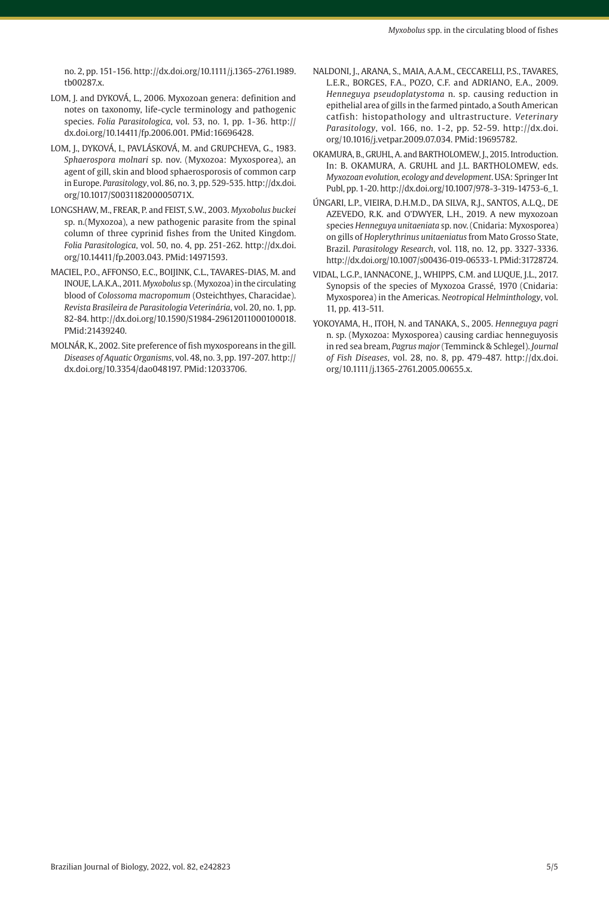no. 2, pp. 151-156. http://dx.doi.org/10.1111/j.1365-2761.1989.tb00287.x.

LOM, J. and DYKOVÁ, L., 2006. Myxozoan genera: definition and notes on taxonomy, life-cycle terminology and pathogenic species. *Folia Parasitologica*, vol. 53, no. 1, pp. 1-36. http://dx.doi.org/10.14411/fp.2006.001. PMid:16696428.

LOM, J., DYKOVÁ, I., PAVLÁSKOVÁ, M. and GRUPCHEVA, G., 1983. *Sphaerospora molnari* sp. nov. (Myxozoa: Myxosporea), an agent of gill, skin and blood sphaerosporosis of common carp in Europe. *Parasitology*, vol. 86, no. 3, pp. 529-535. http://dx.doi.org/10.1017/S003118200005071X.

LONGSHAW, M., FREAR, P. and FEIST, S.W., 2003. *Myxobolus buckei* sp. n.(Myxozoa), a new pathogenic parasite from the spinal column of three cyprinid fishes from the United Kingdom. *Folia Parasitologica*, vol. 50, no. 4, pp. 251-262. http://dx.doi.org/10.14411/fp.2003.043. PMid:14971593.

MACIEL, P.O., AFFONSO, E.C., BOIJINK, C.L., TAVARES-DIAS, M. and INOUE, L.A.K.A., 2011. *Myxobolus* sp. (Myxozoa) in the circulating blood of *Colossoma macropomum* (Osteichthyes, Characidae). *Revista Brasileira de Parasitologia Veterinária*, vol. 20, no. 1, pp. 82-84. http://dx.doi.org/10.1590/S1984-29612011000100018. PMid:21439240.

MOLNÁR, K., 2002. Site preference of fish myxosporeans in the gill. *Diseases of Aquatic Organisms*, vol. 48, no. 3, pp. 197-207. http://dx.doi.org/10.3354/dao048197. PMid:12033706.

NALDONI, J., ARANA, S., MAIA, A.A.M., CECCARELLI, P.S., TAVARES, L.E.R., BORGES, F.A., POZO, C.F. and ADRIANO, E.A., 2009. *Henneguya pseudoplatystoma* n. sp. causing reduction in epithelial area of gills in the farmed pintado, a South American catfish: histopathology and ultrastructure. *Veterinary Parasitology*, vol. 166, no. 1-2, pp. 52-59. http://dx.doi.org/10.1016/j.vetpar.2009.07.034. PMid:19695782.

OKAMURA, B., GRUHL, A. and BARTHOLOMEW, J., 2015. Introduction. In: B. OKAMURA, A. GRUHL and J.L. BARTHOLOMEW, eds. *Myxozoan evolution, ecology and development*. USA: Springer Int Publ, pp. 1-20. http://dx.doi.org/10.1007/978-3-319-14753-6_1.

ÚNGARI, L.P., VIEIRA, D.H.M.D., DA SILVA, R.J., SANTOS, A.L.Q., DE AZEVEDO, R.K. and O'DWYER, L.H., 2019. A new myxozoan species *Henneguya unitaeniata* sp. nov. (Cnidaria: Myxosporea) on gills of *Hoplerythrinus unitaeniatus* from Mato Grosso State, Brazil. *Parasitology Research*, vol. 118, no. 12, pp. 3327-3336. http://dx.doi.org/10.1007/s00436-019-06533-1. PMid:31728724.

VIDAL, L.G.P., IANNACONE, J., WHIPPS, C.M. and LUQUE, J.L., 2017. Synopsis of the species of Myxozoa Grassé, 1970 (Cnidaria: Myxosporea) in the Americas. *Neotropical Helminthology*, vol. 11, pp. 413-511.

YOKOYAMA, H., ITOH, N. and TANAKA, S., 2005. *Henneguya pagri* n. sp. (Myxozoa: Myxosporea) causing cardiac henneguyosis in red sea bream, *Pagrus major* (Temminck & Schlegel). *Journal of Fish Diseases*, vol. 28, no. 8, pp. 479-487. http://dx.doi.org/10.1111/j.1365-2761.2005.00655.x.